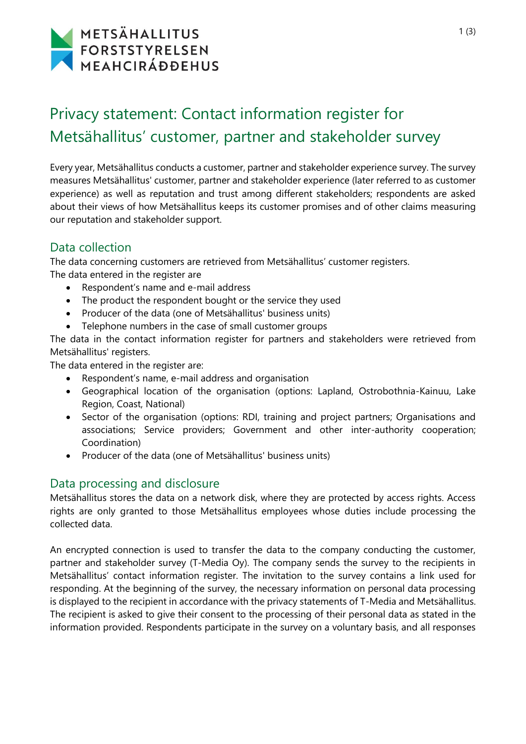METSÄHALLITUS
FORSTSTYRELSEN
MEAHCIRÁÐĐEHUS

# Privacy statement: Contact information register for Metsähallitus' customer, partner and stakeholder survey

Every year, Metsähallitus conducts a customer, partner and stakeholder experience survey. The survey measures Metsähallitus' customer, partner and stakeholder experience (later referred to as customer experience) as well as reputation and trust among different stakeholders; respondents are asked about their views of how Metsähallitus keeps its customer promises and of other claims measuring our reputation and stakeholder support.

## Data collection

The data concerning customers are retrieved from Metsähallitus' customer registers.
The data entered in the register are

- Respondent's name and e-mail address
- The product the respondent bought or the service they used
- Producer of the data (one of Metsähallitus' business units)
- Telephone numbers in the case of small customer groups

The data in the contact information register for partners and stakeholders were retrieved from Metsähallitus' registers.
The data entered in the register are:

- Respondent's name, e-mail address and organisation
- Geographical location of the organisation (options: Lapland, Ostrobothnia-Kainuu, Lake Region, Coast, National)
- Sector of the organisation (options: RDI, training and project partners; Organisations and associations; Service providers; Government and other inter-authority cooperation; Coordination)
- Producer of the data (one of Metsähallitus' business units)

## Data processing and disclosure

Metsähallitus stores the data on a network disk, where they are protected by access rights. Access rights are only granted to those Metsähallitus employees whose duties include processing the collected data.

An encrypted connection is used to transfer the data to the company conducting the customer, partner and stakeholder survey (T-Media Oy). The company sends the survey to the recipients in Metsähallitus' contact information register. The invitation to the survey contains a link used for responding. At the beginning of the survey, the necessary information on personal data processing is displayed to the recipient in accordance with the privacy statements of T-Media and Metsähallitus. The recipient is asked to give their consent to the processing of their personal data as stated in the information provided. Respondents participate in the survey on a voluntary basis, and all responses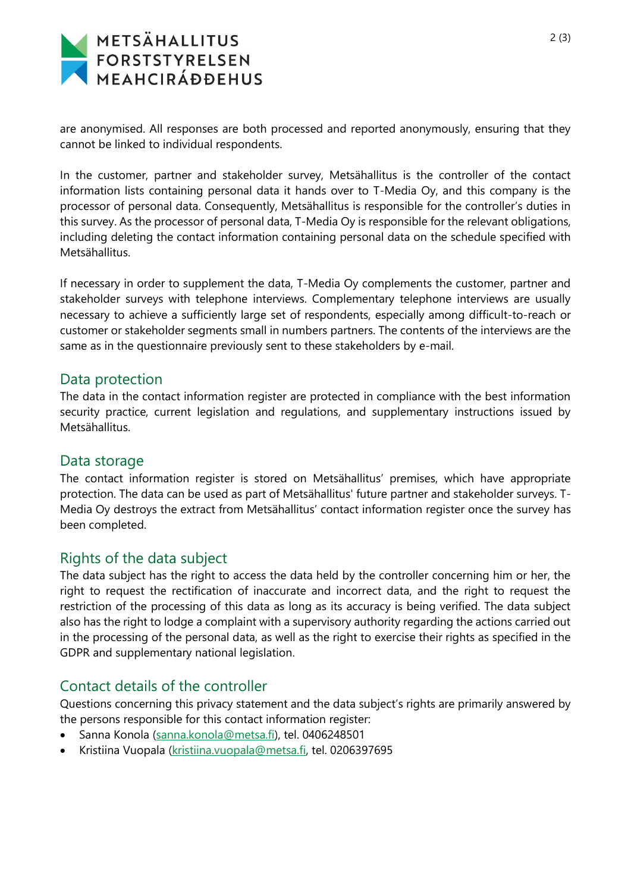are anonymised. All responses are both processed and reported anonymously, ensuring that they cannot be linked to individual respondents.

In the customer, partner and stakeholder survey, Metsähallitus is the controller of the contact information lists containing personal data it hands over to T-Media Oy, and this company is the processor of personal data. Consequently, Metsähallitus is responsible for the controller's duties in this survey. As the processor of personal data, T-Media Oy is responsible for the relevant obligations, including deleting the contact information containing personal data on the schedule specified with Metsähallitus.

If necessary in order to supplement the data, T-Media Oy complements the customer, partner and stakeholder surveys with telephone interviews. Complementary telephone interviews are usually necessary to achieve a sufficiently large set of respondents, especially among difficult-to-reach or customer or stakeholder segments small in numbers partners. The contents of the interviews are the same as in the questionnaire previously sent to these stakeholders by e-mail.

## Data protection

The data in the contact information register are protected in compliance with the best information security practice, current legislation and regulations, and supplementary instructions issued by Metsähallitus.

## Data storage

The contact information register is stored on Metsähallitus' premises, which have appropriate protection. The data can be used as part of Metsähallitus' future partner and stakeholder surveys. T-Media Oy destroys the extract from Metsähallitus' contact information register once the survey has been completed.

## Rights of the data subject

The data subject has the right to access the data held by the controller concerning him or her, the right to request the rectification of inaccurate and incorrect data, and the right to request the restriction of the processing of this data as long as its accuracy is being verified. The data subject also has the right to lodge a complaint with a supervisory authority regarding the actions carried out in the processing of the personal data, as well as the right to exercise their rights as specified in the GDPR and supplementary national legislation.

## Contact details of the controller

Questions concerning this privacy statement and the data subject's rights are primarily answered by the persons responsible for this contact information register:

- Sanna Konola (sanna.konola@metsa.fi), tel. 0406248501
- Kristiina Vuopala (kristiina.vuopala@metsa.fi, tel. 0206397695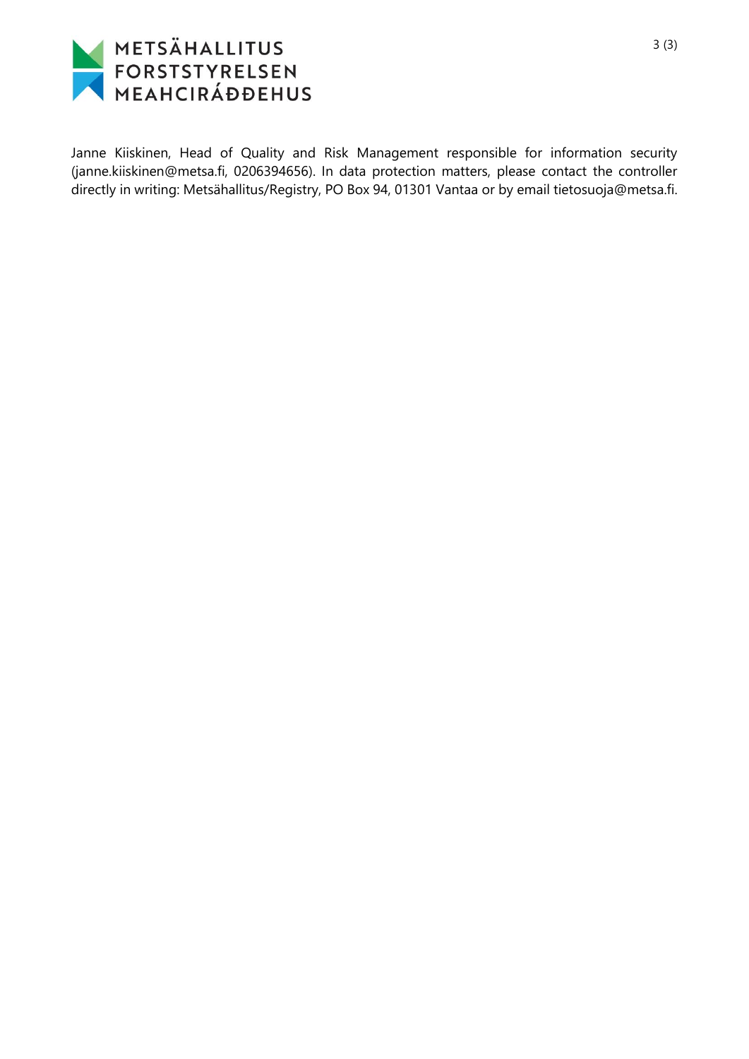Janne Kiiskinen, Head of Quality and Risk Management responsible for information security (janne.kiiskinen@metsa.fi, 0206394656). In data protection matters, please contact the controller directly in writing: Metsähallitus/Registry, PO Box 94, 01301 Vantaa or by email tietosuoja@metsa.fi.